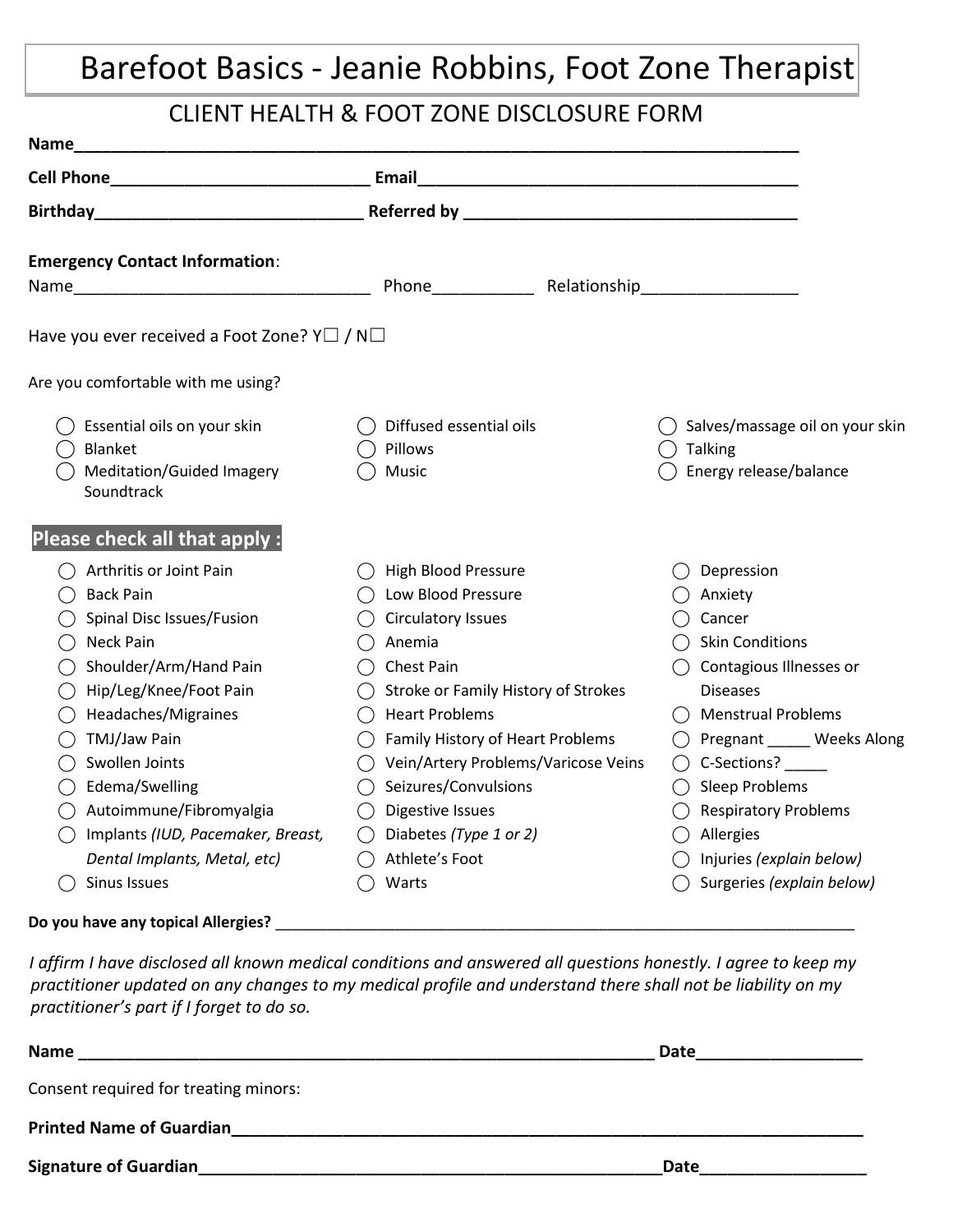# Barefoot Basics - Jeanie Robbins, Foot Zone Therapist

## CLIENT HEALTH & FOOT ZONE DISCLOSURE FORM

**Name**\_\_\_\_\_\_\_\_\_\_\_\_\_\_\_\_\_\_\_\_\_\_\_\_\_\_\_\_\_\_\_\_\_\_\_\_\_\_\_\_\_\_\_\_\_\_\_\_\_\_\_\_\_\_\_\_\_\_\_\_\_\_\_\_\_\_\_\_\_\_\_\_\_\_\_\_\_\_

**Cell Phone**\_\_\_\_\_\_\_\_\_\_\_\_\_\_\_\_\_\_\_\_\_\_\_\_\_\_\_\_ **Email**\_\_\_\_\_\_\_\_\_\_\_\_\_\_\_\_\_\_\_\_\_\_\_\_\_\_\_\_\_\_\_\_\_\_\_\_\_\_\_\_\_

**Birthday**\_\_\_\_\_\_\_\_\_\_\_\_\_\_\_\_\_\_\_\_\_\_\_\_\_\_\_\_\_ **Referred by** \_\_\_\_\_\_\_\_\_\_\_\_\_\_\_\_\_\_\_\_\_\_\_\_\_\_\_\_\_\_\_\_\_\_\_\_\_

**Emergency Contact Information**:

Name\_\_\_\_\_\_\_\_\_\_\_\_\_\_\_\_\_\_\_\_\_\_\_\_\_\_\_\_\_\_\_\_ Phone\_\_\_\_\_\_\_\_\_\_\_ Relationship\_\_\_\_\_\_\_\_\_\_\_\_\_\_\_\_\_

Have you ever received a Foot Zone? Y☐ / N☐

Are you comfortable with me using?

- ◯ Essential oils on your skin
- ◯ Blanket
- ◯ Meditation/Guided Imagery Soundtrack
- ◯ Diffused essential oils
- ◯ Pillows
- ◯ Music
- ◯ Salves/massage oil on your skin
- ◯ Talking
- ◯ Energy release/balance

**Please check all that apply :**

- ◯ Arthritis or Joint Pain
- ◯ Back Pain
- ◯ Spinal Disc Issues/Fusion
- ◯ Neck Pain
- ◯ Shoulder/Arm/Hand Pain
- ◯ Hip/Leg/Knee/Foot Pain
- ◯ Headaches/Migraines
- ◯ TMJ/Jaw Pain
- ◯ Swollen Joints
- ◯ Edema/Swelling
- ◯ Autoimmune/Fibromyalgia
- ◯ Implants *(IUD, Pacemaker, Breast, Dental Implants, Metal, etc)*
- ◯ Sinus Issues
- ◯ High Blood Pressure
- ◯ Low Blood Pressure
- ◯ Circulatory Issues
- ◯ Anemia
- ◯ Chest Pain
- ◯ Stroke or Family History of Strokes
- ◯ Heart Problems
- ◯ Family History of Heart Problems
- ◯ Vein/Artery Problems/Varicose Veins
- ◯ Seizures/Convulsions
- ◯ Digestive Issues
- ◯ Diabetes *(Type 1 or 2)*
- ◯ Athlete's Foot
- ◯ Warts
- ◯ Depression
- ◯ Anxiety
- ◯ Cancer
- ◯ Skin Conditions
- ◯ Contagious Illnesses or Diseases
- ◯ Menstrual Problems
- ◯ Pregnant \_\_\_\_\_ Weeks Along
- ◯ C-Sections? \_\_\_\_\_
- ◯ Sleep Problems
- ◯ Respiratory Problems
- ◯ Allergies
- ◯ Injuries *(explain below)*
- ◯ Surgeries *(explain below)*

**Do you have any topical Allergies?** \_\_\_\_\_\_\_\_\_\_\_\_\_\_\_\_\_\_\_\_\_\_\_\_\_\_\_\_\_\_\_\_\_\_\_\_\_\_\_\_\_\_\_\_\_\_\_\_\_\_\_\_\_\_\_\_\_\_\_\_\_\_\_\_\_\_\_\_

*I affirm I have disclosed all known medical conditions and answered all questions honestly. I agree to keep my practitioner updated on any changes to my medical profile and understand there shall not be liability on my practitioner's part if I forget to do so.*

**Name** \_\_\_\_\_\_\_\_\_\_\_\_\_\_\_\_\_\_\_\_\_\_\_\_\_\_\_\_\_\_\_\_\_\_\_\_\_\_\_\_\_\_\_\_\_\_\_\_\_\_\_\_\_\_\_\_\_\_\_\_\_\_\_\_\_ **Date**\_\_\_\_\_\_\_\_\_\_\_\_\_\_\_\_\_\_

Consent required for treating minors:

**Printed Name of Guardian**\_\_\_\_\_\_\_\_\_\_\_\_\_\_\_\_\_\_\_\_\_\_\_\_\_\_\_\_\_\_\_\_\_\_\_\_\_\_\_\_\_\_\_\_\_\_\_\_\_\_\_\_\_\_\_\_\_\_\_\_\_\_\_\_\_\_\_\_\_\_\_\_\_\_\_

**Signature of Guardian**\_\_\_\_\_\_\_\_\_\_\_\_\_\_\_\_\_\_\_\_\_\_\_\_\_\_\_\_\_\_\_\_\_\_\_\_\_\_\_\_\_\_\_\_\_\_\_\_\_\_\_\_\_\_\_**Date**\_\_\_\_\_\_\_\_\_\_\_\_\_\_\_\_\_\_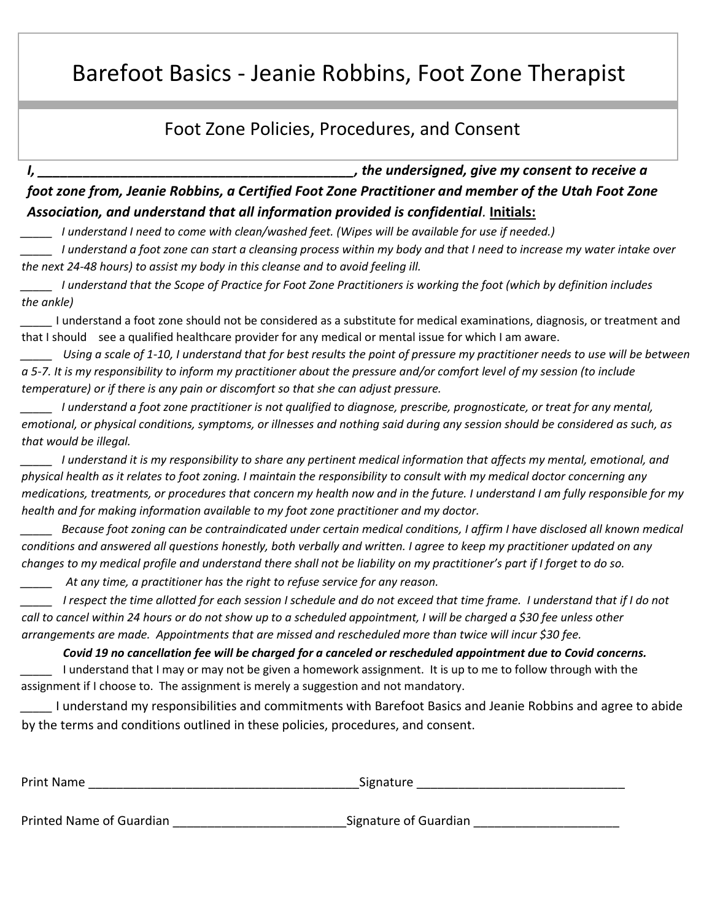# Barefoot Basics - Jeanie Robbins, Foot Zone Therapist

## Foot Zone Policies, Procedures, and Consent

***I, ___________________________________________, the undersigned, give my consent to receive a foot zone from, Jeanie Robbins, a Certified Foot Zone Practitioner and member of the Utah Foot Zone Association, and understand that all information provided is confidential*.** **Initials:**

_____ *I understand I need to come with clean/washed feet. (Wipes will be available for use if needed.)*

_____ *I understand a foot zone can start a cleansing process within my body and that I need to increase my water intake over the next 24-48 hours) to assist my body in this cleanse and to avoid feeling ill.*

_____ *I understand that the Scope of Practice for Foot Zone Practitioners is working the foot (which by definition includes the ankle)*

_____ I understand a foot zone should not be considered as a substitute for medical examinations, diagnosis, or treatment and that I should see a qualified healthcare provider for any medical or mental issue for which I am aware.

_____ *Using a scale of 1-10, I understand that for best results the point of pressure my practitioner needs to use will be between a 5-7. It is my responsibility to inform my practitioner about the pressure and/or comfort level of my session (to include temperature) or if there is any pain or discomfort so that she can adjust pressure.*

_____ *I understand a foot zone practitioner is not qualified to diagnose, prescribe, prognosticate, or treat for any mental, emotional, or physical conditions, symptoms, or illnesses and nothing said during any session should be considered as such, as that would be illegal.*

_____ *I understand it is my responsibility to share any pertinent medical information that affects my mental, emotional, and physical health as it relates to foot zoning. I maintain the responsibility to consult with my medical doctor concerning any medications, treatments, or procedures that concern my health now and in the future. I understand I am fully responsible for my health and for making information available to my foot zone practitioner and my doctor.*

_____ *Because foot zoning can be contraindicated under certain medical conditions, I affirm I have disclosed all known medical conditions and answered all questions honestly, both verbally and written. I agree to keep my practitioner updated on any changes to my medical profile and understand there shall not be liability on my practitioner's part if I forget to do so.*

_____ *At any time, a practitioner has the right to refuse service for any reason.*

_____ *I respect the time allotted for each session I schedule and do not exceed that time frame. I understand that if I do not call to cancel within 24 hours or do not show up to a scheduled appointment, I will be charged a $30 fee unless other arrangements are made. Appointments that are missed and rescheduled more than twice will incur $30 fee.*

***Covid 19 no cancellation fee will be charged for a canceled or rescheduled appointment due to Covid concerns.***

_____ I understand that I may or may not be given a homework assignment. It is up to me to follow through with the assignment if I choose to. The assignment is merely a suggestion and not mandatory.

_____ I understand my responsibilities and commitments with Barefoot Basics and Jeanie Robbins and agree to abide by the terms and conditions outlined in these policies, procedures, and consent.

Print Name _______________________________________ Signature ______________________________

Printed Name of Guardian ________________________ Signature of Guardian ____________________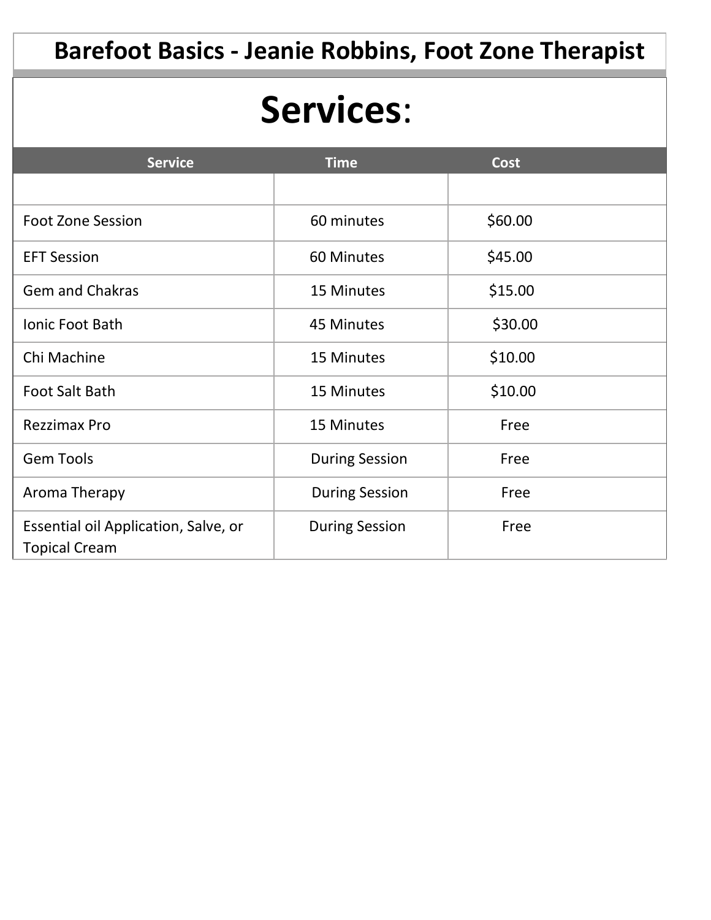# Barefoot Basics - Jeanie Robbins, Foot Zone Therapist

## Services:

| Service | Time | Cost |
|---|---|---|
| | | |
| Foot Zone Session | 60 minutes | $60.00 |
| EFT Session | 60 Minutes | $45.00 |
| Gem and Chakras | 15 Minutes | $15.00 |
| Ionic Foot Bath | 45 Minutes | $30.00 |
| Chi Machine | 15 Minutes | $10.00 |
| Foot Salt Bath | 15 Minutes | $10.00 |
| Rezzimax Pro | 15 Minutes | Free |
| Gem Tools | During Session | Free |
| Aroma Therapy | During Session | Free |
| Essential oil Application, Salve, or Topical Cream | During Session | Free |